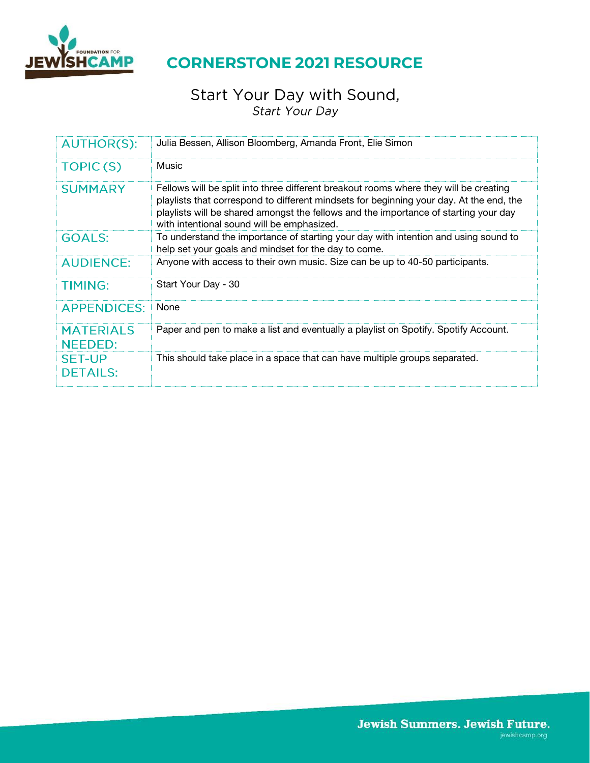# CORNERSTONE 2021 RESOURCE

## Start Your Day with Sound,

*Start Your Day*

| | |
|---|---|
| AUTHOR(S): | Julia Bessen, Allison Bloomberg, Amanda Front, Elie Simon |
| TOPIC (S) | Music |
| SUMMARY | Fellows will be split into three different breakout rooms where they will be creating playlists that correspond to different mindsets for beginning your day. At the end, the playlists will be shared amongst the fellows and the importance of starting your day with intentional sound will be emphasized. |
| GOALS: | To understand the importance of starting your day with intention and using sound to help set your goals and mindset for the day to come. |
| AUDIENCE: | Anyone with access to their own music. Size can be up to 40-50 participants. |
| TIMING: | Start Your Day - 30 |
| APPENDICES: | None |
| MATERIALS NEEDED: | Paper and pen to make a list and eventually a playlist on Spotify. Spotify Account. |
| SET-UP DETAILS: | This should take place in a space that can have multiple groups separated. |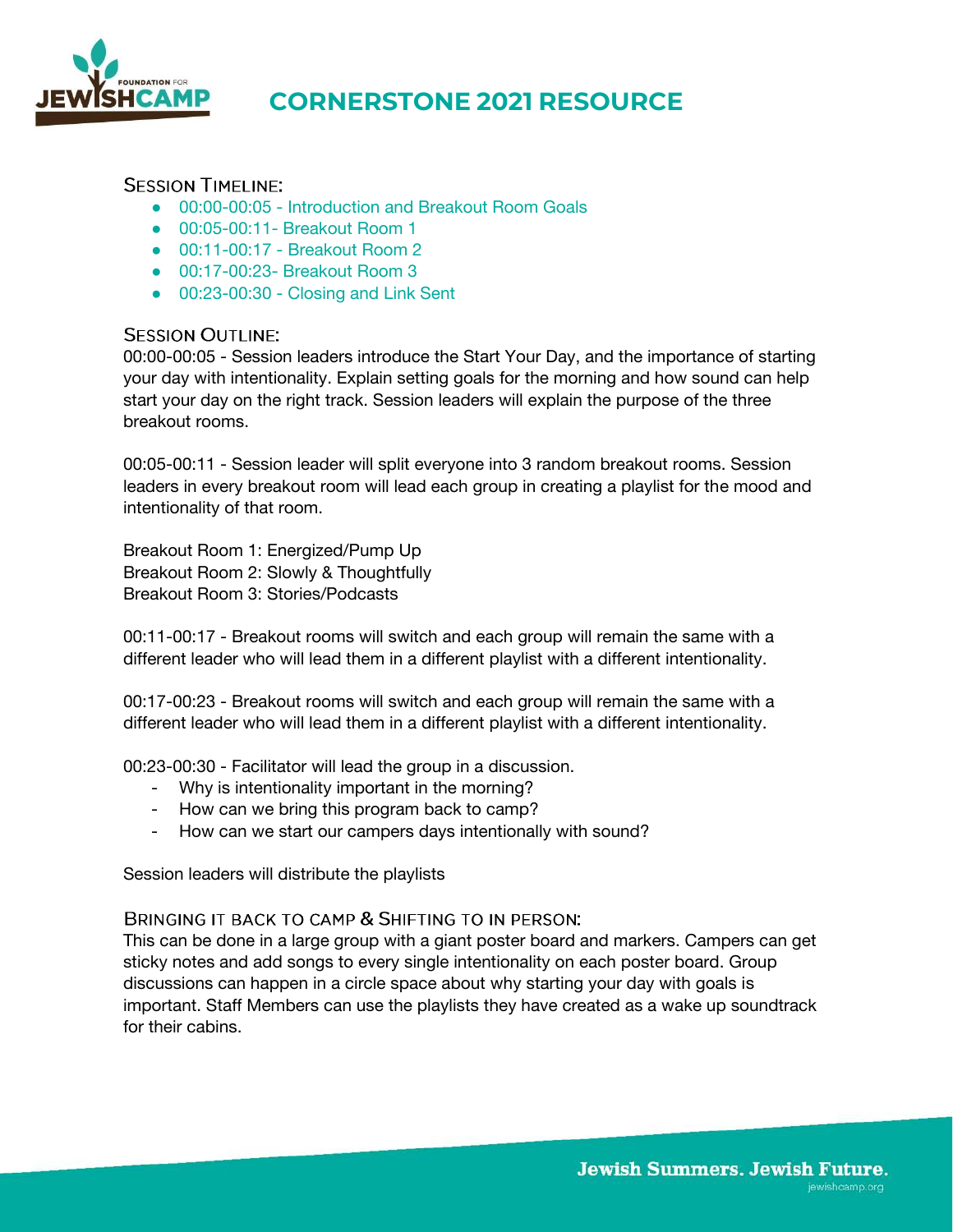# CORNERSTONE 2021 RESOURCE

## Session Timeline:

- 00:00-00:05 - Introduction and Breakout Room Goals
- 00:05-00:11- Breakout Room 1
- 00:11-00:17 - Breakout Room 2
- 00:17-00:23- Breakout Room 3
- 00:23-00:30 - Closing and Link Sent

## Session Outline:

00:00-00:05 - Session leaders introduce the Start Your Day, and the importance of starting your day with intentionality. Explain setting goals for the morning and how sound can help start your day on the right track. Session leaders will explain the purpose of the three breakout rooms.

00:05-00:11 - Session leader will split everyone into 3 random breakout rooms. Session leaders in every breakout room will lead each group in creating a playlist for the mood and intentionality of that room.

Breakout Room 1: Energized/Pump Up
Breakout Room 2: Slowly & Thoughtfully
Breakout Room 3: Stories/Podcasts

00:11-00:17 - Breakout rooms will switch and each group will remain the same with a different leader who will lead them in a different playlist with a different intentionality.

00:17-00:23 - Breakout rooms will switch and each group will remain the same with a different leader who will lead them in a different playlist with a different intentionality.

00:23-00:30 - Facilitator will lead the group in a discussion.

- Why is intentionality important in the morning?
- How can we bring this program back to camp?
- How can we start our campers days intentionally with sound?

Session leaders will distribute the playlists

## Bringing it back to camp & Shifting to in person:

This can be done in a large group with a giant poster board and markers. Campers can get sticky notes and add songs to every single intentionality on each poster board. Group discussions can happen in a circle space about why starting your day with goals is important. Staff Members can use the playlists they have created as a wake up soundtrack for their cabins.